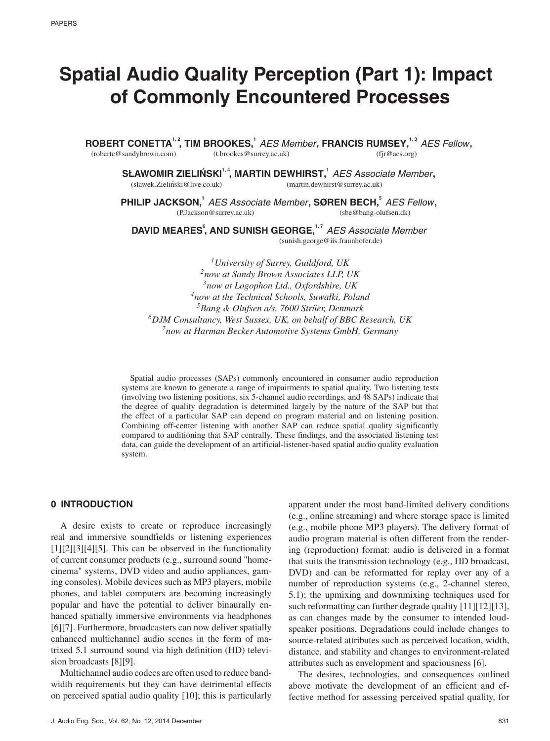# Spatial Audio Quality Perception (Part 1): Impact of Commonly Encountered Processes

**ROBERT CONETTA**[1, 2], **TIM BROOKES**,[1] *AES Member*, **FRANCIS RUMSEY**,[1, 3] *AES Fellow*,
(robertc@sandybrown.com) (t.brookes@surrey.ac.uk) (fjr@aes.org)

**SŁAWOMIR ZIELIŃSKI**[1, 4], **MARTIN DEWHIRST**,[1] *AES Associate Member*,
(slawek.Zieliński@live.co.uk) (martin.dewhirst@surrey.ac.uk)

**PHILIP JACKSON**,[1] *AES Associate Member*, **SØREN BECH**,[5] *AES Fellow*,
(P.Jackson@surrey.ac.uk) (sbe@bang-olufsen.dk)

**DAVID MEARES**[6], **AND SUNISH GEORGE**,[1, 7] *AES Associate Member*
(sunish.george@iis.fraunhofer.de)

[1]*University of Surrey, Guildford, UK*
[2]*now at Sandy Brown Associates LLP, UK*
[3]*now at Logophon Ltd., Oxfordshire, UK*
[4]*now at the Technical Schools, Suwałki, Poland*
[5]*Bang & Olufsen a/s, 7600 Strüer, Denmark*
[6]*DJM Consultancy, West Sussex, UK, on behalf of BBC Research, UK*
[7]*now at Harman Becker Automotive Systems GmbH, Germany*

Spatial audio processes (SAPs) commonly encountered in consumer audio reproduction systems are known to generate a range of impairments to spatial quality. Two listening tests (involving two listening positions, six 5-channel audio recordings, and 48 SAPs) indicate that the degree of quality degradation is determined largely by the nature of the SAP but that the effect of a particular SAP can depend on program material and on listening position. Combining off-center listening with another SAP can reduce spatial quality significantly compared to auditioning that SAP centrally. These findings, and the associated listening test data, can guide the development of an artificial-listener-based spatial audio quality evaluation system.

## 0 INTRODUCTION

A desire exists to create or reproduce increasingly real and immersive soundfields or listening experiences [1][2][3][4][5]. This can be observed in the functionality of current consumer products (e.g., surround sound "home-cinema" systems, DVD video and audio appliances, gaming consoles). Mobile devices such as MP3 players, mobile phones, and tablet computers are becoming increasingly popular and have the potential to deliver binaurally enhanced spatially immersive environments via headphones [6][7]. Furthermore, broadcasters can now deliver spatially enhanced multichannel audio scenes in the form of matrixed 5.1 surround sound via high definition (HD) television broadcasts [8][9].

Multichannel audio codecs are often used to reduce bandwidth requirements but they can have detrimental effects on perceived spatial audio quality [10]; this is particularly apparent under the most band-limited delivery conditions (e.g., online streaming) and where storage space is limited (e.g., mobile phone MP3 players). The delivery format of audio program material is often different from the rendering (reproduction) format: audio is delivered in a format that suits the transmission technology (e.g., HD broadcast, DVD) and can be reformatted for replay over any of a number of reproduction systems (e.g., 2-channel stereo, 5.1); the upmixing and downmixing techniques used for such reformatting can further degrade quality [11][12][13], as can changes made by the consumer to intended loudspeaker positions. Degradations could include changes to source-related attributes such as perceived location, width, distance, and stability and changes to environment-related attributes such as envelopment and spaciousness [6].

The desires, technologies, and consequences outlined above motivate the development of an efficient and effective method for assessing perceived spatial quality, for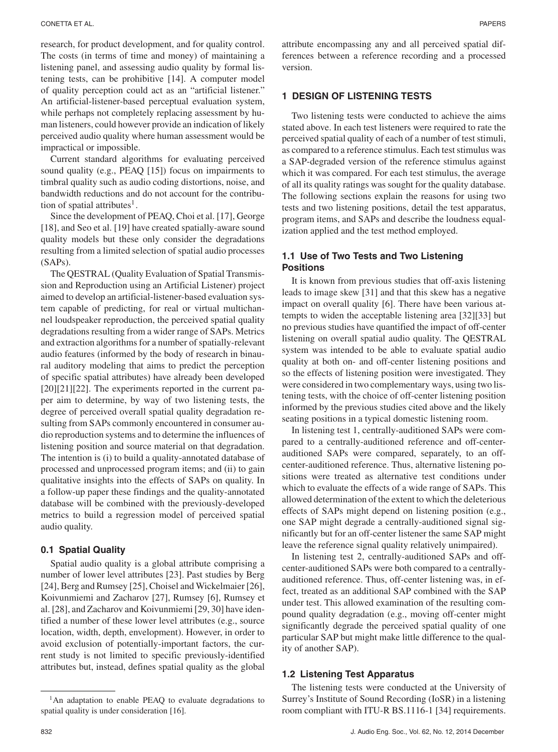research, for product development, and for quality control. The costs (in terms of time and money) of maintaining a listening panel, and assessing audio quality by formal listening tests, can be prohibitive [14]. A computer model of quality perception could act as an "artificial listener." An artificial-listener-based perceptual evaluation system, while perhaps not completely replacing assessment by human listeners, could however provide an indication of likely perceived audio quality where human assessment would be impractical or impossible.

Current standard algorithms for evaluating perceived sound quality (e.g., PEAQ [15]) focus on impairments to timbral quality such as audio coding distortions, noise, and bandwidth reductions and do not account for the contribution of spatial attributes[1].

Since the development of PEAQ, Choi et al. [17], George [18], and Seo et al. [19] have created spatially-aware sound quality models but these only consider the degradations resulting from a limited selection of spatial audio processes (SAPs).

The QESTRAL (Quality Evaluation of Spatial Transmission and Reproduction using an Artificial Listener) project aimed to develop an artificial-listener-based evaluation system capable of predicting, for real or virtual multichannel loudspeaker reproduction, the perceived spatial quality degradations resulting from a wider range of SAPs. Metrics and extraction algorithms for a number of spatially-relevant audio features (informed by the body of research in binaural auditory modeling that aims to predict the perception of specific spatial attributes) have already been developed [20][21][22]. The experiments reported in the current paper aim to determine, by way of two listening tests, the degree of perceived overall spatial quality degradation resulting from SAPs commonly encountered in consumer audio reproduction systems and to determine the influences of listening position and source material on that degradation. The intention is (i) to build a quality-annotated database of processed and unprocessed program items; and (ii) to gain qualitative insights into the effects of SAPs on quality. In a follow-up paper these findings and the quality-annotated database will be combined with the previously-developed metrics to build a regression model of perceived spatial audio quality.

### 0.1 Spatial Quality

Spatial audio quality is a global attribute comprising a number of lower level attributes [23]. Past studies by Berg [24], Berg and Rumsey [25], Choisel and Wickelmaier [26], Koivunmiemi and Zacharov [27], Rumsey [6], Rumsey et al. [28], and Zacharov and Koivunmiemi [29, 30] have identified a number of these lower level attributes (e.g., source location, width, depth, envelopment). However, in order to avoid exclusion of potentially-important factors, the current study is not limited to specific previously-identified attributes but, instead, defines spatial quality as the global attribute encompassing any and all perceived spatial differences between a reference recording and a processed version.

[1]An adaptation to enable PEAQ to evaluate degradations to spatial quality is under consideration [16].

## 1 DESIGN OF LISTENING TESTS

Two listening tests were conducted to achieve the aims stated above. In each test listeners were required to rate the perceived spatial quality of each of a number of test stimuli, as compared to a reference stimulus. Each test stimulus was a SAP-degraded version of the reference stimulus against which it was compared. For each test stimulus, the average of all its quality ratings was sought for the quality database. The following sections explain the reasons for using two tests and two listening positions, detail the test apparatus, program items, and SAPs and describe the loudness equalization applied and the test method employed.

### 1.1 Use of Two Tests and Two Listening Positions

It is known from previous studies that off-axis listening leads to image skew [31] and that this skew has a negative impact on overall quality [6]. There have been various attempts to widen the acceptable listening area [32][33] but no previous studies have quantified the impact of off-center listening on overall spatial audio quality. The QESTRAL system was intended to be able to evaluate spatial audio quality at both on- and off-center listening positions and so the effects of listening position were investigated. They were considered in two complementary ways, using two listening tests, with the choice of off-center listening position informed by the previous studies cited above and the likely seating positions in a typical domestic listening room.

In listening test 1, centrally-auditioned SAPs were compared to a centrally-auditioned reference and off-center-auditioned SAPs were compared, separately, to an off-center-auditioned reference. Thus, alternative listening positions were treated as alternative test conditions under which to evaluate the effects of a wide range of SAPs. This allowed determination of the extent to which the deleterious effects of SAPs might depend on listening position (e.g., one SAP might degrade a centrally-auditioned signal significantly but for an off-center listener the same SAP might leave the reference signal quality relatively unimpaired).

In listening test 2, centrally-auditioned SAPs and off-center-auditioned SAPs were both compared to a centrally-auditioned reference. Thus, off-center listening was, in effect, treated as an additional SAP combined with the SAP under test. This allowed examination of the resulting compound quality degradation (e.g., moving off-center might significantly degrade the perceived spatial quality of one particular SAP but might make little difference to the quality of another SAP).

### 1.2 Listening Test Apparatus

The listening tests were conducted at the University of Surrey's Institute of Sound Recording (IoSR) in a listening room compliant with ITU-R BS.1116-1 [34] requirements.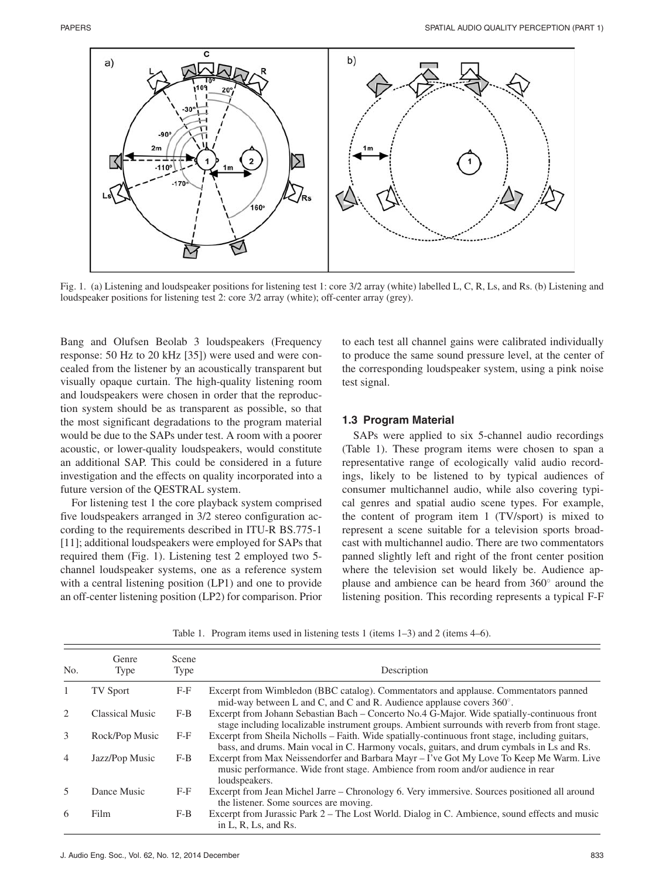Fig. 1. (a) Listening and loudspeaker positions for listening test 1: core 3/2 array (white) labelled L, C, R, Ls, and Rs. (b) Listening and loudspeaker positions for listening test 2: core 3/2 array (white); off-center array (grey).

Bang and Olufsen Beolab 3 loudspeakers (Frequency response: 50 Hz to 20 kHz [35]) were used and were concealed from the listener by an acoustically transparent but visually opaque curtain. The high-quality listening room and loudspeakers were chosen in order that the reproduction system should be as transparent as possible, so that the most significant degradations to the program material would be due to the SAPs under test. A room with a poorer acoustic, or lower-quality loudspeakers, would constitute an additional SAP. This could be considered in a future investigation and the effects on quality incorporated into a future version of the QESTRAL system.

For listening test 1 the core playback system comprised five loudspeakers arranged in 3/2 stereo configuration according to the requirements described in ITU-R BS.775-1 [11]; additional loudspeakers were employed for SAPs that required them (Fig. 1). Listening test 2 employed two 5-channel loudspeaker systems, one as a reference system with a central listening position (LP1) and one to provide an off-center listening position (LP2) for comparison. Prior to each test all channel gains were calibrated individually to produce the same sound pressure level, at the center of the corresponding loudspeaker system, using a pink noise test signal.

### 1.3 Program Material

SAPs were applied to six 5-channel audio recordings (Table 1). These program items were chosen to span a representative range of ecologically valid audio recordings, likely to be listened to by typical audiences of consumer multichannel audio, while also covering typical genres and spatial audio scene types. For example, the content of program item 1 (TV/sport) is mixed to represent a scene suitable for a television sports broadcast with multichannel audio. There are two commentators panned slightly left and right of the front center position where the television set would likely be. Audience applause and ambience can be heard from 360° around the listening position. This recording represents a typical F-F

Table 1. Program items used in listening tests 1 (items 1–3) and 2 (items 4–6).

| No. | Genre Type | Scene Type | Description |
|---|---|---|---|
| 1 | TV Sport | F-F | Excerpt from Wimbledon (BBC catalog). Commentators and applause. Commentators panned mid-way between L and C, and C and R. Audience applause covers 360°. |
| 2 | Classical Music | F-B | Excerpt from Johann Sebastian Bach – Concerto No.4 G-Major. Wide spatially-continuous front stage including localizable instrument groups. Ambient surrounds with reverb from front stage. |
| 3 | Rock/Pop Music | F-F | Excerpt from Sheila Nicholls – Faith. Wide spatially-continuous front stage, including guitars, bass, and drums. Main vocal in C. Harmony vocals, guitars, and drum cymbals in Ls and Rs. |
| 4 | Jazz/Pop Music | F-B | Excerpt from Max Neissendorfer and Barbara Mayr – I've Got My Love To Keep Me Warm. Live music performance. Wide front stage. Ambience from room and/or audience in rear loudspeakers. |
| 5 | Dance Music | F-F | Excerpt from Jean Michel Jarre – Chronology 6. Very immersive. Sources positioned all around the listener. Some sources are moving. |
| 6 | Film | F-B | Excerpt from Jurassic Park 2 – The Lost World. Dialog in C. Ambience, sound effects and music in L, R, Ls, and Rs. |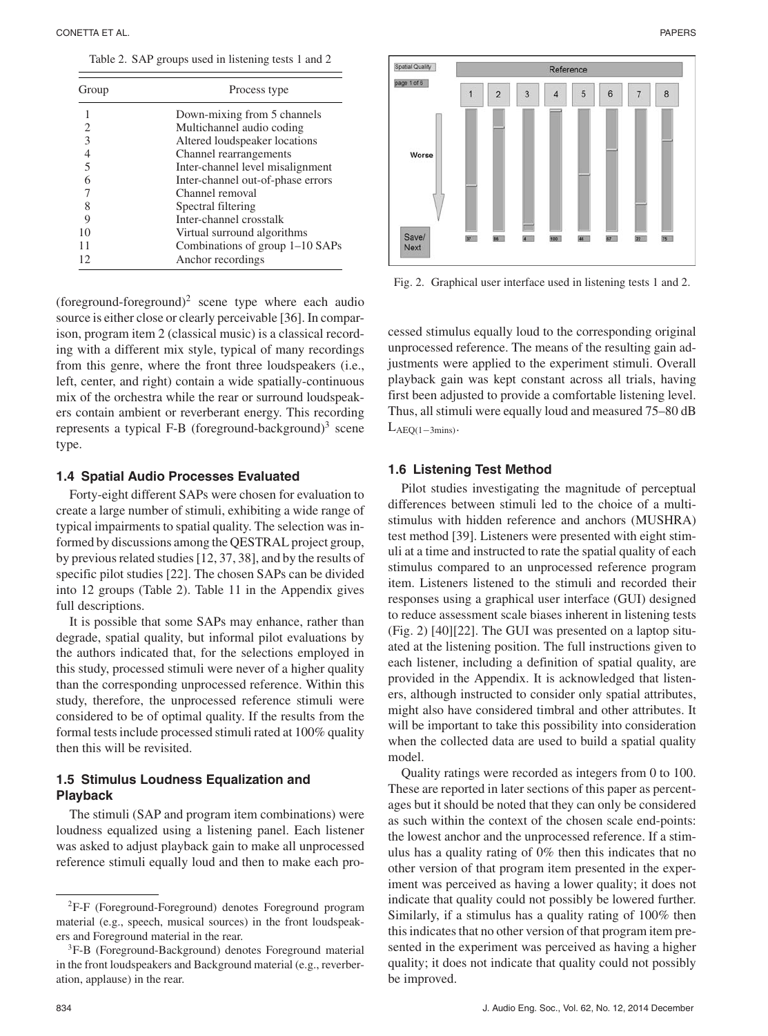Table 2. SAP groups used in listening tests 1 and 2

| Group | Process type |
|---|---|
| 1 | Down-mixing from 5 channels |
| 2 | Multichannel audio coding |
| 3 | Altered loudspeaker locations |
| 4 | Channel rearrangements |
| 5 | Inter-channel level misalignment |
| 6 | Inter-channel out-of-phase errors |
| 7 | Channel removal |
| 8 | Spectral filtering |
| 9 | Inter-channel crosstalk |
| 10 | Virtual surround algorithms |
| 11 | Combinations of group 1–10 SAPs |
| 12 | Anchor recordings |

(foreground-foreground)[2] scene type where each audio source is either close or clearly perceivable [36]. In comparison, program item 2 (classical music) is a classical recording with a different mix style, typical of many recordings from this genre, where the front three loudspeakers (i.e., left, center, and right) contain a wide spatially-continuous mix of the orchestra while the rear or surround loudspeakers contain ambient or reverberant energy. This recording represents a typical F-B (foreground-background)[3] scene type.

### 1.4 Spatial Audio Processes Evaluated

Forty-eight different SAPs were chosen for evaluation to create a large number of stimuli, exhibiting a wide range of typical impairments to spatial quality. The selection was informed by discussions among the QESTRAL project group, by previous related studies [12, 37, 38], and by the results of specific pilot studies [22]. The chosen SAPs can be divided into 12 groups (Table 2). Table 11 in the Appendix gives full descriptions.

It is possible that some SAPs may enhance, rather than degrade, spatial quality, but informal pilot evaluations by the authors indicated that, for the selections employed in this study, processed stimuli were never of a higher quality than the corresponding unprocessed reference. Within this study, therefore, the unprocessed reference stimuli were considered to be of optimal quality. If the results from the formal tests include processed stimuli rated at 100% quality then this will be revisited.

### 1.5 Stimulus Loudness Equalization and Playback

The stimuli (SAP and program item combinations) were loudness equalized using a listening panel. Each listener was asked to adjust playback gain to make all unprocessed reference stimuli equally loud and then to make each processed stimulus equally loud to the corresponding original unprocessed reference. The means of the resulting gain adjustments were applied to the experiment stimuli. Overall playback gain was kept constant across all trials, having first been adjusted to provide a comfortable listening level. Thus, all stimuli were equally loud and measured 75–80 dB $L_{AEQ(1-3mins)}$.

Fig. 2. Graphical user interface used in listening tests 1 and 2.

### 1.6 Listening Test Method

Pilot studies investigating the magnitude of perceptual differences between stimuli led to the choice of a multi-stimulus with hidden reference and anchors (MUSHRA) test method [39]. Listeners were presented with eight stimuli at a time and instructed to rate the spatial quality of each stimulus compared to an unprocessed reference program item. Listeners listened to the stimuli and recorded their responses using a graphical user interface (GUI) designed to reduce assessment scale biases inherent in listening tests (Fig. 2) [40][22]. The GUI was presented on a laptop situated at the listening position. The full instructions given to each listener, including a definition of spatial quality, are provided in the Appendix. It is acknowledged that listeners, although instructed to consider only spatial attributes, might also have considered timbral and other attributes. It will be important to take this possibility into consideration when the collected data are used to build a spatial quality model.

Quality ratings were recorded as integers from 0 to 100. These are reported in later sections of this paper as percentages but it should be noted that they can only be considered as such within the context of the chosen scale end-points: the lowest anchor and the unprocessed reference. If a stimulus has a quality rating of 0% then this indicates that no other version of that program item presented in the experiment was perceived as having a lower quality; it does not indicate that quality could not possibly be lowered further. Similarly, if a stimulus has a quality rating of 100% then this indicates that no other version of that program item presented in the experiment was perceived as having a higher quality; it does not indicate that quality could not possibly be improved.

[2] F-F (Foreground-Foreground) denotes Foreground program material (e.g., speech, musical sources) in the front loudspeakers and Foreground material in the rear.

[3] F-B (Foreground-Background) denotes Foreground material in the front loudspeakers and Background material (e.g., reverberation, applause) in the rear.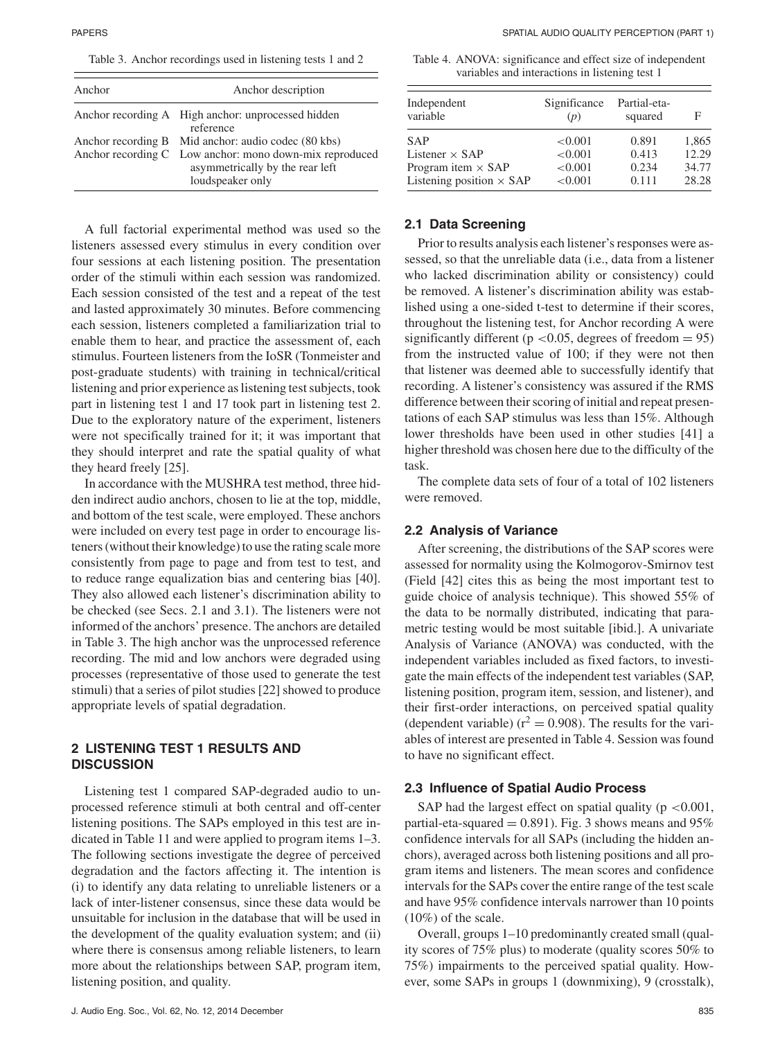Table 3. Anchor recordings used in listening tests 1 and 2

| Anchor | Anchor description |
|---|---|
| Anchor recording A | High anchor: unprocessed hidden reference |
| Anchor recording B | Mid anchor: audio codec (80 kbs) |
| Anchor recording C | Low anchor: mono down-mix reproduced asymmetrically by the rear left loudspeaker only |

A full factorial experimental method was used so the listeners assessed every stimulus in every condition over four sessions at each listening position. The presentation order of the stimuli within each session was randomized. Each session consisted of the test and a repeat of the test and lasted approximately 30 minutes. Before commencing each session, listeners completed a familiarization trial to enable them to hear, and practice the assessment of, each stimulus. Fourteen listeners from the IoSR (Tonmeister and post-graduate students) with training in technical/critical listening and prior experience as listening test subjects, took part in listening test 1 and 17 took part in listening test 2. Due to the exploratory nature of the experiment, listeners were not specifically trained for it; it was important that they should interpret and rate the spatial quality of what they heard freely [25].

In accordance with the MUSHRA test method, three hidden indirect audio anchors, chosen to lie at the top, middle, and bottom of the test scale, were employed. These anchors were included on every test page in order to encourage listeners (without their knowledge) to use the rating scale more consistently from page to page and from test to test, and to reduce range equalization bias and centering bias [40]. They also allowed each listener's discrimination ability to be checked (see Secs. 2.1 and 3.1). The listeners were not informed of the anchors' presence. The anchors are detailed in Table 3. The high anchor was the unprocessed reference recording. The mid and low anchors were degraded using processes (representative of those used to generate the test stimuli) that a series of pilot studies [22] showed to produce appropriate levels of spatial degradation.

## 2 LISTENING TEST 1 RESULTS AND DISCUSSION

Listening test 1 compared SAP-degraded audio to unprocessed reference stimuli at both central and off-center listening positions. The SAPs employed in this test are indicated in Table 11 and were applied to program items 1–3. The following sections investigate the degree of perceived degradation and the factors affecting it. The intention is (i) to identify any data relating to unreliable listeners or a lack of inter-listener consensus, since these data would be unsuitable for inclusion in the database that will be used in the development of the quality evaluation system; and (ii) where there is consensus among reliable listeners, to learn more about the relationships between SAP, program item, listening position, and quality.

Table 4. ANOVA: significance and effect size of independent variables and interactions in listening test 1

| Independent variable | Significance ($p$) | Partial-eta-squared | F |
|---|---|---|---|
| SAP | <0.001 | 0.891 | 1,865 |
| Listener × SAP | <0.001 | 0.413 | 12.29 |
| Program item × SAP | <0.001 | 0.234 | 34.77 |
| Listening position × SAP | <0.001 | 0.111 | 28.28 |

### 2.1 Data Screening

Prior to results analysis each listener's responses were assessed, so that the unreliable data (i.e., data from a listener who lacked discrimination ability or consistency) could be removed. A listener's discrimination ability was established using a one-sided t-test to determine if their scores, throughout the listening test, for Anchor recording A were significantly different ($p < 0.05$, degrees of freedom = 95) from the instructed value of 100; if they were not then that listener was deemed able to successfully identify that recording. A listener's consistency was assured if the RMS difference between their scoring of initial and repeat presentations of each SAP stimulus was less than 15%. Although lower thresholds have been used in other studies [41] a higher threshold was chosen here due to the difficulty of the task.

The complete data sets of four of a total of 102 listeners were removed.

### 2.2 Analysis of Variance

After screening, the distributions of the SAP scores were assessed for normality using the Kolmogorov-Smirnov test (Field [42] cites this as being the most important test to guide choice of analysis technique). This showed 55% of the data to be normally distributed, indicating that parametric testing would be most suitable [ibid.]. A univariate Analysis of Variance (ANOVA) was conducted, with the independent variables included as fixed factors, to investigate the main effects of the independent test variables (SAP, listening position, program item, session, and listener), and their first-order interactions, on perceived spatial quality (dependent variable) ($r^2 = 0.908$). The results for the variables of interest are presented in Table 4. Session was found to have no significant effect.

### 2.3 Influence of Spatial Audio Process

SAP had the largest effect on spatial quality ($p < 0.001$, partial-eta-squared = 0.891). Fig. 3 shows means and 95% confidence intervals for all SAPs (including the hidden anchors), averaged across both listening positions and all program items and listeners. The mean scores and confidence intervals for the SAPs cover the entire range of the test scale and have 95% confidence intervals narrower than 10 points (10%) of the scale.

Overall, groups 1–10 predominantly created small (quality scores of 75% plus) to moderate (quality scores 50% to 75%) impairments to the perceived spatial quality. However, some SAPs in groups 1 (downmixing), 9 (crosstalk),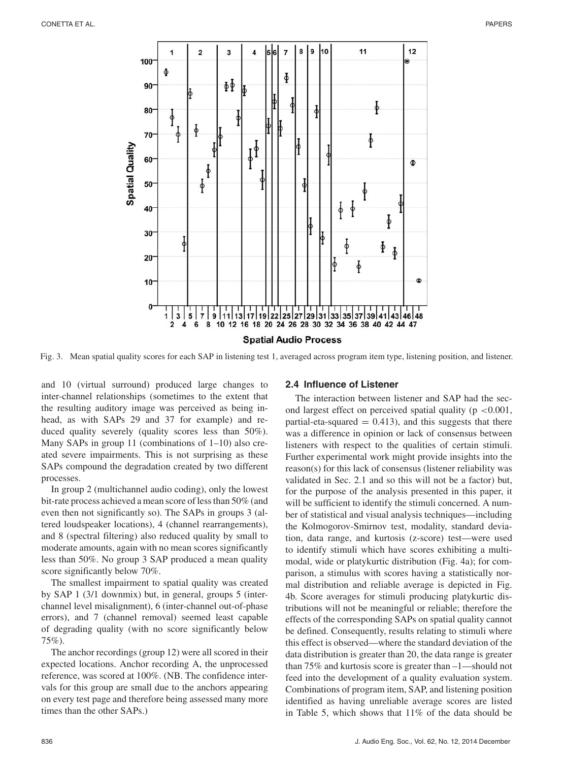Fig. 3. Mean spatial quality scores for each SAP in listening test 1, averaged across program item type, listening position, and listener.

and 10 (virtual surround) produced large changes to inter-channel relationships (sometimes to the extent that the resulting auditory image was perceived as being in-head, as with SAPs 29 and 37 for example) and reduced quality severely (quality scores less than 50%). Many SAPs in group 11 (combinations of 1–10) also created severe impairments. This is not surprising as these SAPs compound the degradation created by two different processes.

In group 2 (multichannel audio coding), only the lowest bit-rate process achieved a mean score of less than 50% (and even then not significantly so). The SAPs in groups 3 (altered loudspeaker locations), 4 (channel rearrangements), and 8 (spectral filtering) also reduced quality by small to moderate amounts, again with no mean scores significantly less than 50%. No group 3 SAP produced a mean quality score significantly below 70%.

The smallest impairment to spatial quality was created by SAP 1 (3/1 downmix) but, in general, groups 5 (inter-channel level misalignment), 6 (inter-channel out-of-phase errors), and 7 (channel removal) seemed least capable of degrading quality (with no score significantly below 75%).

The anchor recordings (group 12) were all scored in their expected locations. Anchor recording A, the unprocessed reference, was scored at 100%. (NB. The confidence intervals for this group are small due to the anchors appearing on every test page and therefore being assessed many more times than the other SAPs.)

### 2.4 Influence of Listener

The interaction between listener and SAP had the second largest effect on perceived spatial quality ($p < 0.001$, partial-eta-squared $= 0.413$), and this suggests that there was a difference in opinion or lack of consensus between listeners with respect to the qualities of certain stimuli. Further experimental work might provide insights into the reason(s) for this lack of consensus (listener reliability was validated in Sec. 2.1 and so this will not be a factor) but, for the purpose of the analysis presented in this paper, it will be sufficient to identify the stimuli concerned. A number of statistical and visual analysis techniques—including the Kolmogorov-Smirnov test, modality, standard deviation, data range, and kurtosis (z-score) test—were used to identify stimuli which have scores exhibiting a multi-modal, wide or platykurtic distribution (Fig. 4a); for comparison, a stimulus with scores having a statistically normal distribution and reliable average is depicted in Fig. 4b. Score averages for stimuli producing platykurtic distributions will not be meaningful or reliable; therefore the effects of the corresponding SAPs on spatial quality cannot be defined. Consequently, results relating to stimuli where this effect is observed—where the standard deviation of the data distribution is greater than 20, the data range is greater than 75% and kurtosis score is greater than –1—should not feed into the development of a quality evaluation system. Combinations of program item, SAP, and listening position identified as having unreliable average scores are listed in Table 5, which shows that 11% of the data should be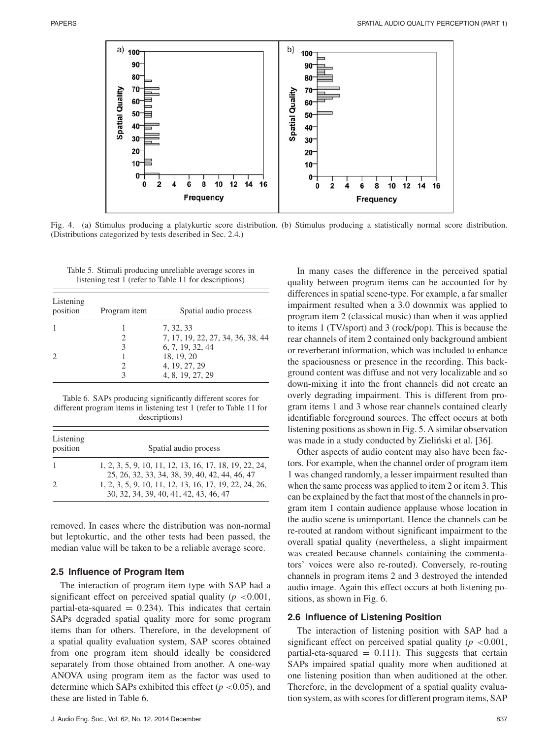Fig. 4. (a) Stimulus producing a platykurtic score distribution. (b) Stimulus producing a statistically normal score distribution. (Distributions categorized by tests described in Sec. 2.4.)

Table 5. Stimuli producing unreliable average scores in listening test 1 (refer to Table 11 for descriptions)

| Listening position | Program item | Spatial audio process |
|---|---|---|
| 1 | 1 | 7, 32, 33 |
| | 2 | 7, 17, 19, 22, 27, 34, 36, 38, 44 |
| | 3 | 6, 7, 19, 32, 44 |
| 2 | 1 | 18, 19, 20 |
| | 2 | 4, 19, 27, 29 |
| | 3 | 4, 8, 19, 27, 29 |

Table 6. SAPs producing significantly different scores for different program items in listening test 1 (refer to Table 11 for descriptions)

| Listening position | Spatial audio process |
|---|---|
| 1 | 1, 2, 3, 5, 9, 10, 11, 12, 13, 16, 17, 18, 19, 22, 24, 25, 26, 32, 33, 34, 38, 39, 40, 42, 44, 46, 47 |
| 2 | 1, 2, 3, 5, 9, 10, 11, 12, 13, 16, 17, 19, 22, 24, 26, 30, 32, 34, 39, 40, 41, 42, 43, 46, 47 |

removed. In cases where the distribution was non-normal but leptokurtic, and the other tests had been passed, the median value will be taken to be a reliable average score.

### 2.5 Influence of Program Item

The interaction of program item type with SAP had a significant effect on perceived spatial quality ($p < 0.001$, partial-eta-squared = 0.234). This indicates that certain SAPs degraded spatial quality more for some program items than for others. Therefore, in the development of a spatial quality evaluation system, SAP scores obtained from one program item should ideally be considered separately from those obtained from another. A one-way ANOVA using program item as the factor was used to determine which SAPs exhibited this effect ($p < 0.05$), and these are listed in Table 6.

In many cases the difference in the perceived spatial quality between program items can be accounted for by differences in spatial scene-type. For example, a far smaller impairment resulted when a 3.0 downmix was applied to program item 2 (classical music) than when it was applied to items 1 (TV/sport) and 3 (rock/pop). This is because the rear channels of item 2 contained only background ambient or reverberant information, which was included to enhance the spaciousness or presence in the recording. This background content was diffuse and not very localizable and so down-mixing it into the front channels did not create an overly degrading impairment. This is different from program items 1 and 3 whose rear channels contained clearly identifiable foreground sources. The effect occurs at both listening positions as shown in Fig. 5. A similar observation was made in a study conducted by Zieliński et al. [36].

Other aspects of audio content may also have been factors. For example, when the channel order of program item 1 was changed randomly, a lesser impairment resulted than when the same process was applied to item 2 or item 3. This can be explained by the fact that most of the channels in program item 1 contain audience applause whose location in the audio scene is unimportant. Hence the channels can be re-routed at random without significant impairment to the overall spatial quality (nevertheless, a slight impairment was created because channels containing the commentators' voices were also re-routed). Conversely, re-routing channels in program items 2 and 3 destroyed the intended audio image. Again this effect occurs at both listening positions, as shown in Fig. 6.

### 2.6 Influence of Listening Position

The interaction of listening position with SAP had a significant effect on perceived spatial quality ($p < 0.001$, partial-eta-squared = 0.111). This suggests that certain SAPs impaired spatial quality more when auditioned at one listening position than when auditioned at the other. Therefore, in the development of a spatial quality evaluation system, as with scores for different program items, SAP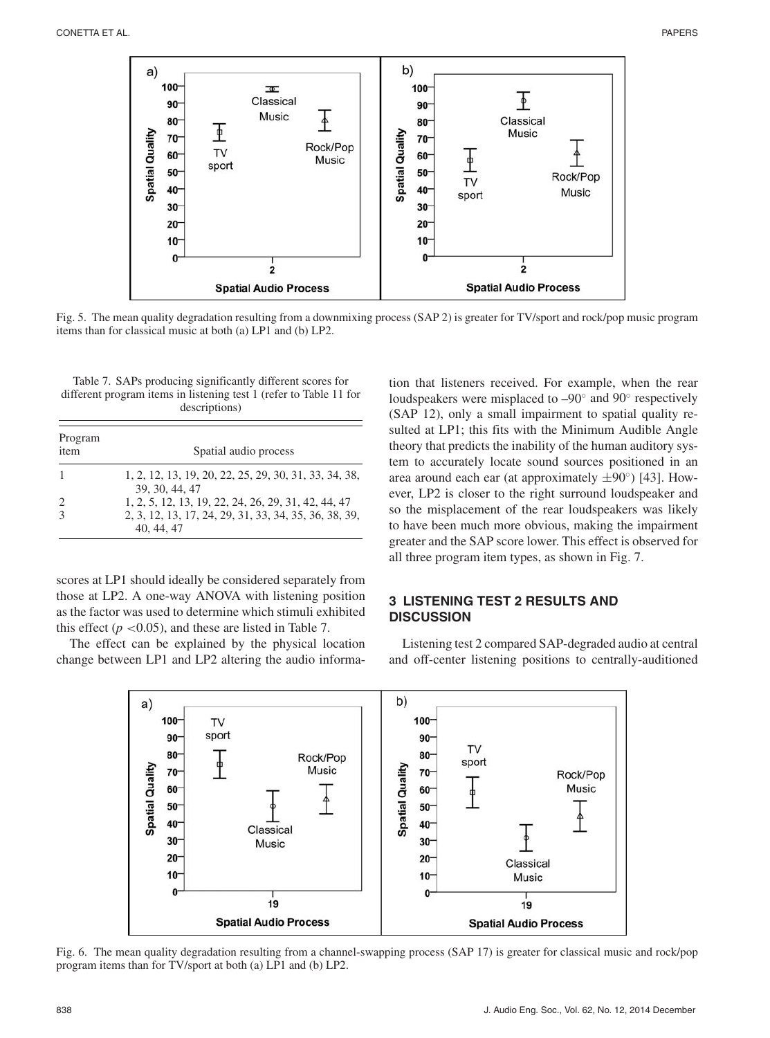Fig. 5. The mean quality degradation resulting from a downmixing process (SAP 2) is greater for TV/sport and rock/pop music program items than for classical music at both (a) LP1 and (b) LP2.

Table 7. SAPs producing significantly different scores for different program items in listening test 1 (refer to Table 11 for descriptions)

| Program item | Spatial audio process |
|---|---|
| 1 | 1, 2, 12, 13, 19, 20, 22, 25, 29, 30, 31, 33, 34, 38, 39, 30, 44, 47 |
| 2 | 1, 2, 5, 12, 13, 19, 22, 24, 26, 29, 31, 42, 44, 47 |
| 3 | 2, 3, 12, 13, 17, 24, 29, 31, 33, 34, 35, 36, 38, 39, 40, 44, 47 |

scores at LP1 should ideally be considered separately from those at LP2. A one-way ANOVA with listening position as the factor was used to determine which stimuli exhibited this effect ($p < 0.05$), and these are listed in Table 7.

The effect can be explained by the physical location change between LP1 and LP2 altering the audio information that listeners received. For example, when the rear loudspeakers were misplaced to –90° and 90° respectively (SAP 12), only a small impairment to spatial quality resulted at LP1; this fits with the Minimum Audible Angle theory that predicts the inability of the human auditory system to accurately locate sound sources positioned in an area around each ear (at approximately ±90°) [43]. However, LP2 is closer to the right surround loudspeaker and so the misplacement of the rear loudspeakers was likely to have been much more obvious, making the impairment greater and the SAP score lower. This effect is observed for all three program item types, as shown in Fig. 7.

## 3 LISTENING TEST 2 RESULTS AND DISCUSSION

Listening test 2 compared SAP-degraded audio at central and off-center listening positions to centrally-auditioned

Fig. 6. The mean quality degradation resulting from a channel-swapping process (SAP 17) is greater for classical music and rock/pop program items than for TV/sport at both (a) LP1 and (b) LP2.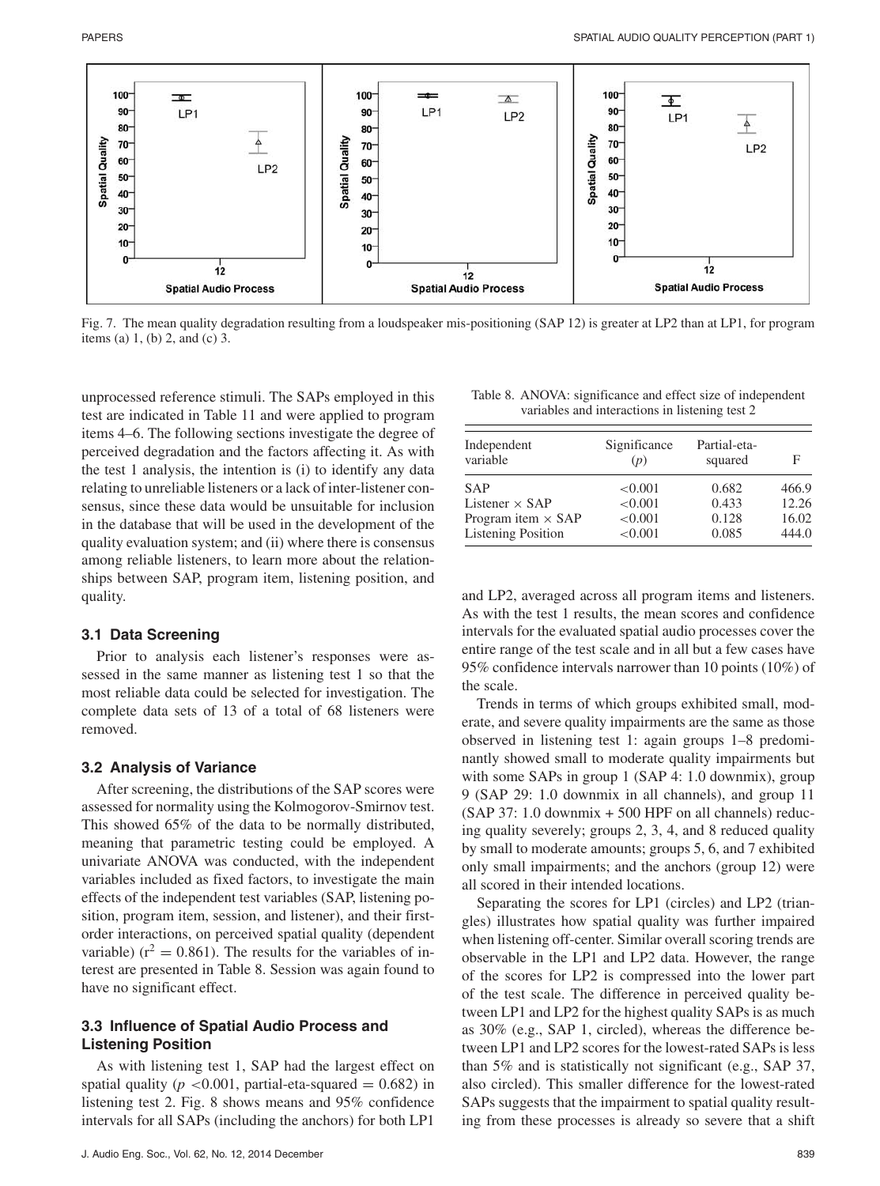Fig. 7. The mean quality degradation resulting from a loudspeaker mis-positioning (SAP 12) is greater at LP2 than at LP1, for program items (a) 1, (b) 2, and (c) 3.

unprocessed reference stimuli. The SAPs employed in this test are indicated in Table 11 and were applied to program items 4–6. The following sections investigate the degree of perceived degradation and the factors affecting it. As with the test 1 analysis, the intention is (i) to identify any data relating to unreliable listeners or a lack of inter-listener consensus, since these data would be unsuitable for inclusion in the database that will be used in the development of the quality evaluation system; and (ii) where there is consensus among reliable listeners, to learn more about the relationships between SAP, program item, listening position, and quality.

### 3.1 Data Screening

Prior to analysis each listener's responses were assessed in the same manner as listening test 1 so that the most reliable data could be selected for investigation. The complete data sets of 13 of a total of 68 listeners were removed.

### 3.2 Analysis of Variance

After screening, the distributions of the SAP scores were assessed for normality using the Kolmogorov-Smirnov test. This showed 65% of the data to be normally distributed, meaning that parametric testing could be employed. A univariate ANOVA was conducted, with the independent variables included as fixed factors, to investigate the main effects of the independent test variables (SAP, listening position, program item, session, and listener), and their first-order interactions, on perceived spatial quality (dependent variable) ($r^2 = 0.861$). The results for the variables of interest are presented in Table 8. Session was again found to have no significant effect.

Table 8. ANOVA: significance and effect size of independent variables and interactions in listening test 2

| Independent variable | Significance ($p$) | Partial-eta-squared | F |
|---|---|---|---|
| SAP | <0.001 | 0.682 | 466.9 |
| Listener × SAP | <0.001 | 0.433 | 12.26 |
| Program item × SAP | <0.001 | 0.128 | 16.02 |
| Listening Position | <0.001 | 0.085 | 444.0 |

### 3.3 Influence of Spatial Audio Process and Listening Position

As with listening test 1, SAP had the largest effect on spatial quality ($p < 0.001$, partial-eta-squared = 0.682) in listening test 2. Fig. 8 shows means and 95% confidence intervals for all SAPs (including the anchors) for both LP1 and LP2, averaged across all program items and listeners. As with the test 1 results, the mean scores and confidence intervals for the evaluated spatial audio processes cover the entire range of the test scale and in all but a few cases have 95% confidence intervals narrower than 10 points (10%) of the scale.

Trends in terms of which groups exhibited small, moderate, and severe quality impairments are the same as those observed in listening test 1: again groups 1–8 predominantly showed small to moderate quality impairments but with some SAPs in group 1 (SAP 4: 1.0 downmix), group 9 (SAP 29: 1.0 downmix in all channels), and group 11 (SAP 37: 1.0 downmix + 500 HPF on all channels) reducing quality severely; groups 2, 3, 4, and 8 reduced quality by small to moderate amounts; groups 5, 6, and 7 exhibited only small impairments; and the anchors (group 12) were all scored in their intended locations.

Separating the scores for LP1 (circles) and LP2 (triangles) illustrates how spatial quality was further impaired when listening off-center. Similar overall scoring trends are observable in the LP1 and LP2 data. However, the range of the scores for LP2 is compressed into the lower part of the test scale. The difference in perceived quality between LP1 and LP2 for the highest quality SAPs is as much as 30% (e.g., SAP 1, circled), whereas the difference between LP1 and LP2 scores for the lowest-rated SAPs is less than 5% and is statistically not significant (e.g., SAP 37, also circled). This smaller difference for the lowest-rated SAPs suggests that the impairment to spatial quality resulting from these processes is already so severe that a shift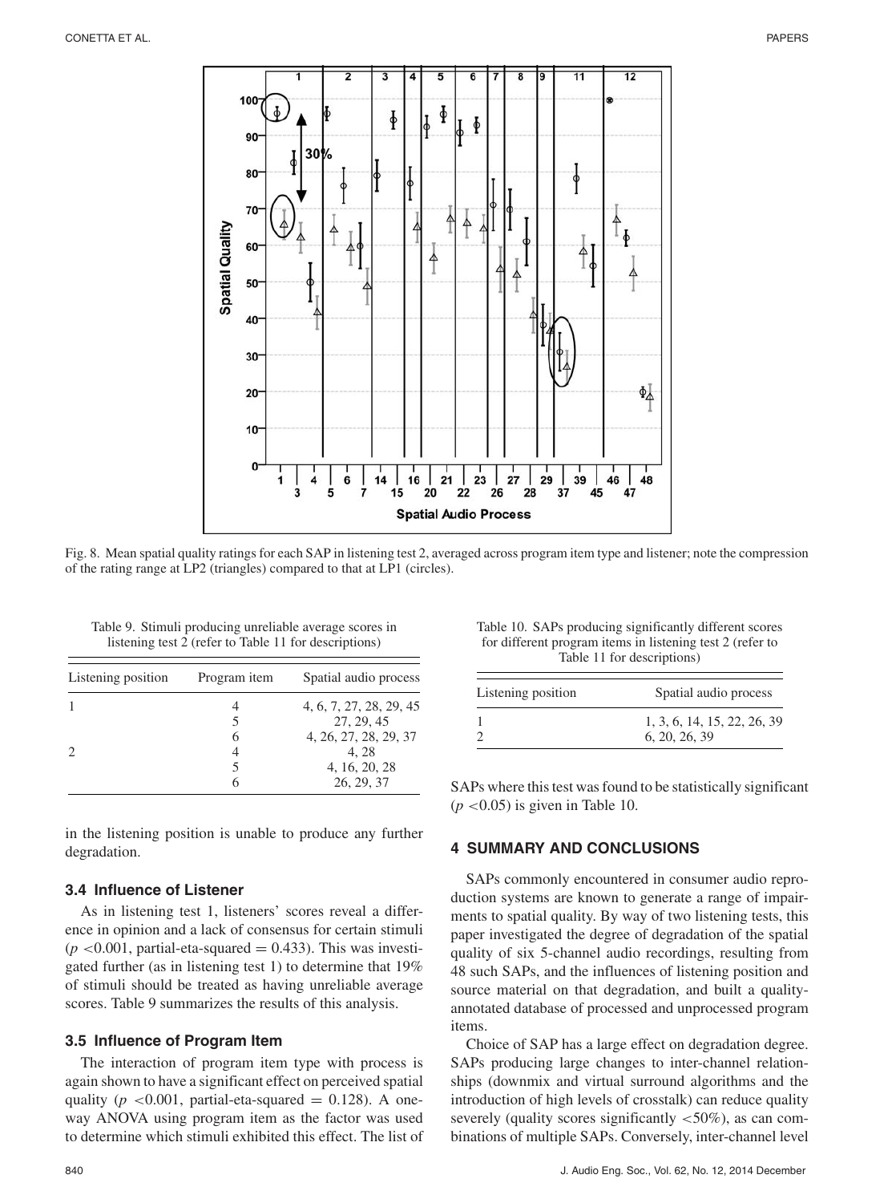Fig. 8. Mean spatial quality ratings for each SAP in listening test 2, averaged across program item type and listener; note the compression of the rating range at LP2 (triangles) compared to that at LP1 (circles).

Table 9. Stimuli producing unreliable average scores in listening test 2 (refer to Table 11 for descriptions)

| Listening position | Program item | Spatial audio process |
|---|---|---|
| 1 | 4 | 4, 6, 7, 27, 28, 29, 45 |
| | 5 | 27, 29, 45 |
| | 6 | 4, 26, 27, 28, 29, 37 |
| 2 | 4 | 4, 28 |
| | 5 | 4, 16, 20, 28 |
| | 6 | 26, 29, 37 |

in the listening position is unable to produce any further degradation.

### 3.4 Influence of Listener

As in listening test 1, listeners' scores reveal a difference in opinion and a lack of consensus for certain stimuli ($p < 0.001$, partial-eta-squared = 0.433). This was investigated further (as in listening test 1) to determine that 19% of stimuli should be treated as having unreliable average scores. Table 9 summarizes the results of this analysis.

### 3.5 Influence of Program Item

The interaction of program item type with process is again shown to have a significant effect on perceived spatial quality ($p < 0.001$, partial-eta-squared = 0.128). A one-way ANOVA using program item as the factor was used to determine which stimuli exhibited this effect. The list of SAPs where this test was found to be statistically significant ($p < 0.05$) is given in Table 10.

Table 10. SAPs producing significantly different scores for different program items in listening test 2 (refer to Table 11 for descriptions)

| Listening position | Spatial audio process |
|---|---|
| 1 | 1, 3, 6, 14, 15, 22, 26, 39 |
| 2 | 6, 20, 26, 39 |

## 4 SUMMARY AND CONCLUSIONS

SAPs commonly encountered in consumer audio reproduction systems are known to generate a range of impairments to spatial quality. By way of two listening tests, this paper investigated the degree of degradation of the spatial quality of six 5-channel audio recordings, resulting from 48 such SAPs, and the influences of listening position and source material on that degradation, and built a quality-annotated database of processed and unprocessed program items.

Choice of SAP has a large effect on degradation degree. SAPs producing large changes to inter-channel relationships (downmix and virtual surround algorithms and the introduction of high levels of crosstalk) can reduce quality severely (quality scores significantly <50%), as can combinations of multiple SAPs. Conversely, inter-channel level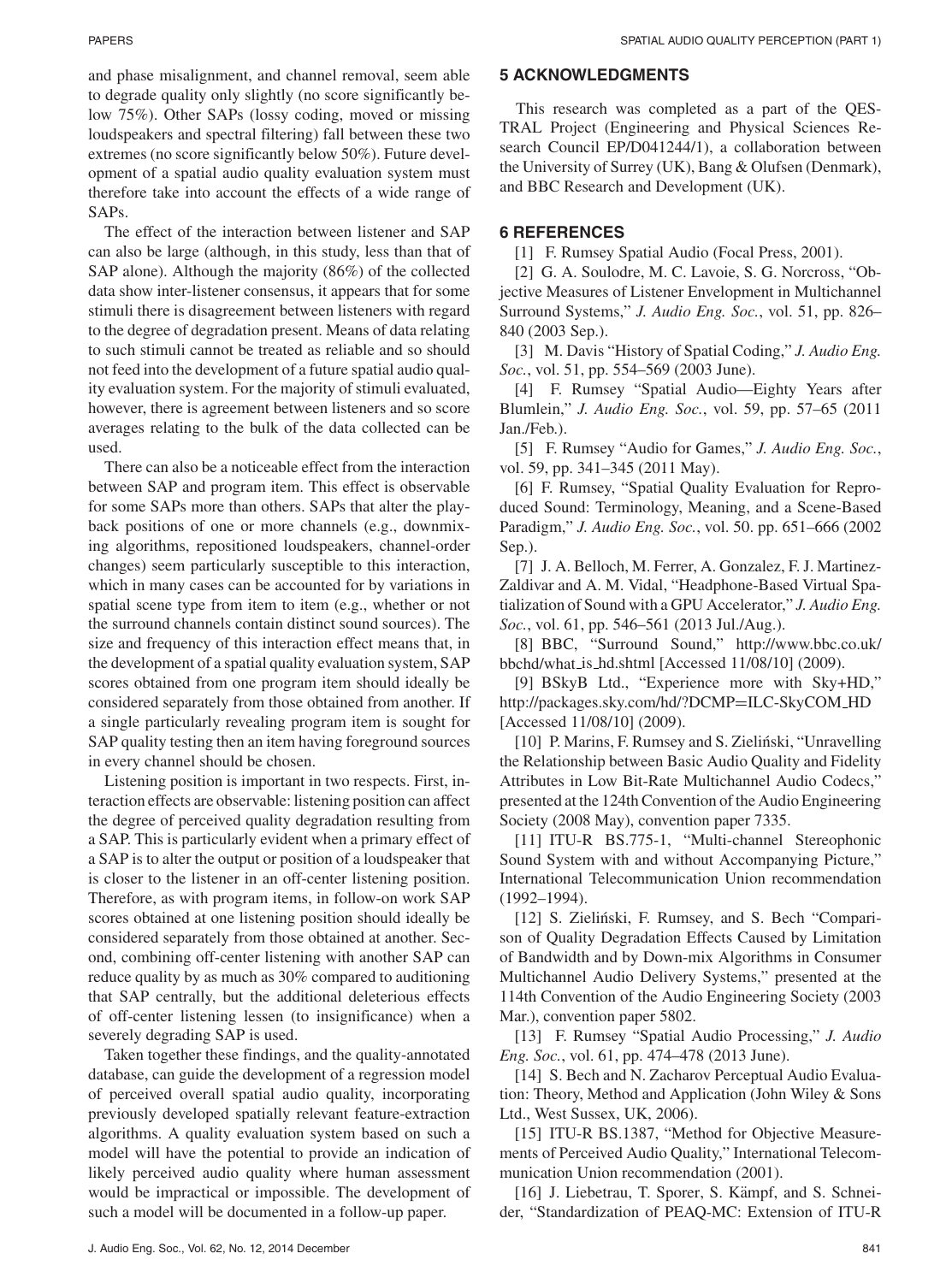and phase misalignment, and channel removal, seem able to degrade quality only slightly (no score significantly below 75%). Other SAPs (lossy coding, moved or missing loudspeakers and spectral filtering) fall between these two extremes (no score significantly below 50%). Future development of a spatial audio quality evaluation system must therefore take into account the effects of a wide range of SAPs.

The effect of the interaction between listener and SAP can also be large (although, in this study, less than that of SAP alone). Although the majority (86%) of the collected data show inter-listener consensus, it appears that for some stimuli there is disagreement between listeners with regard to the degree of degradation present. Means of data relating to such stimuli cannot be treated as reliable and so should not feed into the development of a future spatial audio quality evaluation system. For the majority of stimuli evaluated, however, there is agreement between listeners and so score averages relating to the bulk of the data collected can be used.

There can also be a noticeable effect from the interaction between SAP and program item. This effect is observable for some SAPs more than others. SAPs that alter the playback positions of one or more channels (e.g., downmixing algorithms, repositioned loudspeakers, channel-order changes) seem particularly susceptible to this interaction, which in many cases can be accounted for by variations in spatial scene type from item to item (e.g., whether or not the surround channels contain distinct sound sources). The size and frequency of this interaction effect means that, in the development of a spatial quality evaluation system, SAP scores obtained from one program item should ideally be considered separately from those obtained from another. If a single particularly revealing program item is sought for SAP quality testing then an item having foreground sources in every channel should be chosen.

Listening position is important in two respects. First, interaction effects are observable: listening position can affect the degree of perceived quality degradation resulting from a SAP. This is particularly evident when a primary effect of a SAP is to alter the output or position of a loudspeaker that is closer to the listener in an off-center listening position. Therefore, as with program items, in follow-on work SAP scores obtained at one listening position should ideally be considered separately from those obtained at another. Second, combining off-center listening with another SAP can reduce quality by as much as 30% compared to auditioning that SAP centrally, but the additional deleterious effects of off-center listening lessen (to insignificance) when a severely degrading SAP is used.

Taken together these findings, and the quality-annotated database, can guide the development of a regression model of perceived overall spatial audio quality, incorporating previously developed spatially relevant feature-extraction algorithms. A quality evaluation system based on such a model will have the potential to provide an indication of likely perceived audio quality where human assessment would be impractical or impossible. The development of such a model will be documented in a follow-up paper.

## 5 ACKNOWLEDGMENTS

This research was completed as a part of the QESTRAL Project (Engineering and Physical Sciences Research Council EP/D041244/1), a collaboration between the University of Surrey (UK), Bang & Olufsen (Denmark), and BBC Research and Development (UK).

## 6 REFERENCES

[1] F. Rumsey Spatial Audio (Focal Press, 2001).

[2] G. A. Soulodre, M. C. Lavoie, S. G. Norcross, "Objective Measures of Listener Envelopment in Multichannel Surround Systems," *J. Audio Eng. Soc.*, vol. 51, pp. 826–840 (2003 Sep.).

[3] M. Davis "History of Spatial Coding," *J. Audio Eng. Soc.*, vol. 51, pp. 554–569 (2003 June).

[4] F. Rumsey "Spatial Audio—Eighty Years after Blumlein," *J. Audio Eng. Soc.*, vol. 59, pp. 57–65 (2011 Jan./Feb.).

[5] F. Rumsey "Audio for Games," *J. Audio Eng. Soc.*, vol. 59, pp. 341–345 (2011 May).

[6] F. Rumsey, "Spatial Quality Evaluation for Reproduced Sound: Terminology, Meaning, and a Scene-Based Paradigm," *J. Audio Eng. Soc.*, vol. 50. pp. 651–666 (2002 Sep.).

[7] J. A. Belloch, M. Ferrer, A. Gonzalez, F. J. Martinez-Zaldivar and A. M. Vidal, "Headphone-Based Virtual Spatialization of Sound with a GPU Accelerator," *J. Audio Eng. Soc.*, vol. 61, pp. 546–561 (2013 Jul./Aug.).

[8] BBC, "Surround Sound," http://www.bbc.co.uk/bbchd/what_is_hd.shtml [Accessed 11/08/10] (2009).

[9] BSkyB Ltd., "Experience more with Sky+HD," http://packages.sky.com/hd/?DCMP=ILC-SkyCOM_HD [Accessed 11/08/10] (2009).

[10] P. Marins, F. Rumsey and S. Zieliński, "Unravelling the Relationship between Basic Audio Quality and Fidelity Attributes in Low Bit-Rate Multichannel Audio Codecs," presented at the 124th Convention of the Audio Engineering Society (2008 May), convention paper 7335.

[11] ITU-R BS.775-1, "Multi-channel Stereophonic Sound System with and without Accompanying Picture," International Telecommunication Union recommendation (1992–1994).

[12] S. Zieliński, F. Rumsey, and S. Bech "Comparison of Quality Degradation Effects Caused by Limitation of Bandwidth and by Down-mix Algorithms in Consumer Multichannel Audio Delivery Systems," presented at the 114th Convention of the Audio Engineering Society (2003 Mar.), convention paper 5802.

[13] F. Rumsey "Spatial Audio Processing," *J. Audio Eng. Soc.*, vol. 61, pp. 474–478 (2013 June).

[14] S. Bech and N. Zacharov Perceptual Audio Evaluation: Theory, Method and Application (John Wiley & Sons Ltd., West Sussex, UK, 2006).

[15] ITU-R BS.1387, "Method for Objective Measurements of Perceived Audio Quality," International Telecommunication Union recommendation (2001).

[16] J. Liebetrau, T. Sporer, S. Kämpf, and S. Schneider, "Standardization of PEAQ-MC: Extension of ITU-R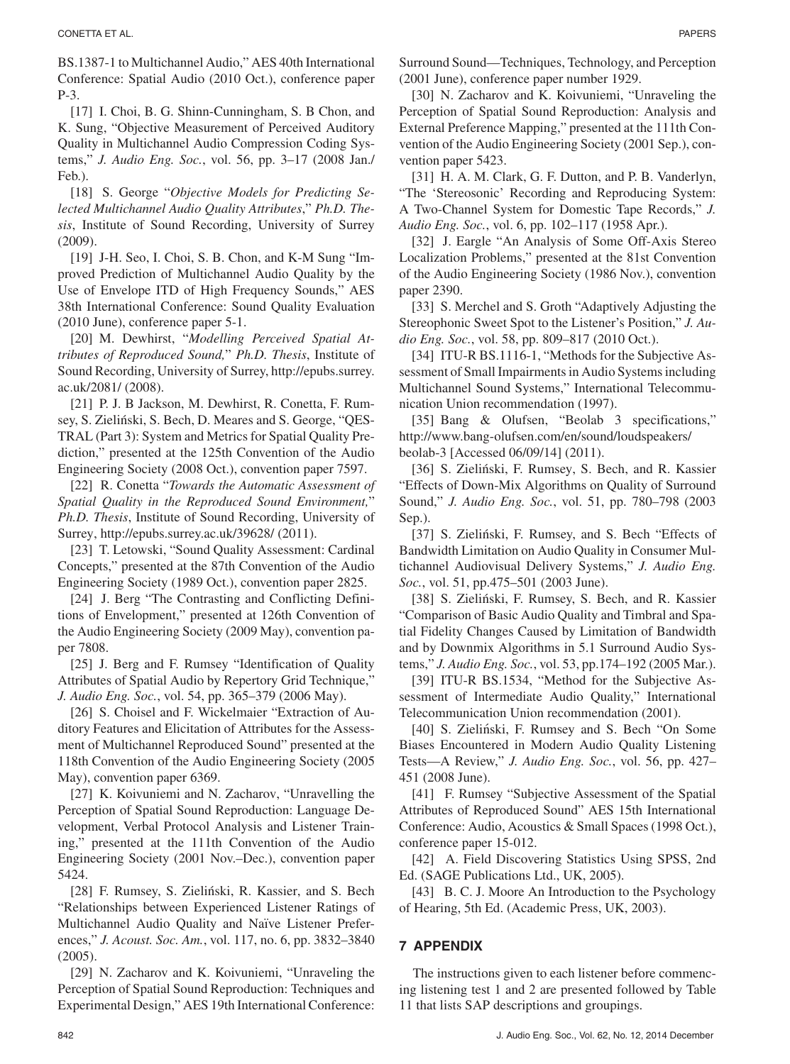BS.1387-1 to Multichannel Audio," AES 40th International Conference: Spatial Audio (2010 Oct.), conference paper P-3.

[17] I. Choi, B. G. Shinn-Cunningham, S. B Chon, and K. Sung, "Objective Measurement of Perceived Auditory Quality in Multichannel Audio Compression Coding Systems," *J. Audio Eng. Soc.*, vol. 56, pp. 3–17 (2008 Jan./Feb.).

[18] S. George "*Objective Models for Predicting Selected Multichannel Audio Quality Attributes*," *Ph.D. Thesis*, Institute of Sound Recording, University of Surrey (2009).

[19] J-H. Seo, I. Choi, S. B. Chon, and K-M Sung "Improved Prediction of Multichannel Audio Quality by the Use of Envelope ITD of High Frequency Sounds," AES 38th International Conference: Sound Quality Evaluation (2010 June), conference paper 5-1.

[20] M. Dewhirst, "*Modelling Perceived Spatial Attributes of Reproduced Sound,*" *Ph.D. Thesis*, Institute of Sound Recording, University of Surrey, http://epubs.surrey.ac.uk/2081/ (2008).

[21] P. J. B Jackson, M. Dewhirst, R. Conetta, F. Rumsey, S. Zieliński, S. Bech, D. Meares and S. George, "QESTRAL (Part 3): System and Metrics for Spatial Quality Prediction," presented at the 125th Convention of the Audio Engineering Society (2008 Oct.), convention paper 7597.

[22] R. Conetta "*Towards the Automatic Assessment of Spatial Quality in the Reproduced Sound Environment,*" *Ph.D. Thesis*, Institute of Sound Recording, University of Surrey, http://epubs.surrey.ac.uk/39628/ (2011).

[23] T. Letowski, "Sound Quality Assessment: Cardinal Concepts," presented at the 87th Convention of the Audio Engineering Society (1989 Oct.), convention paper 2825.

[24] J. Berg "The Contrasting and Conflicting Definitions of Envelopment," presented at 126th Convention of the Audio Engineering Society (2009 May), convention paper 7808.

[25] J. Berg and F. Rumsey "Identification of Quality Attributes of Spatial Audio by Repertory Grid Technique," *J. Audio Eng. Soc.*, vol. 54, pp. 365–379 (2006 May).

[26] S. Choisel and F. Wickelmaier "Extraction of Auditory Features and Elicitation of Attributes for the Assessment of Multichannel Reproduced Sound" presented at the 118th Convention of the Audio Engineering Society (2005 May), convention paper 6369.

[27] K. Koivuniemi and N. Zacharov, "Unravelling the Perception of Spatial Sound Reproduction: Language Development, Verbal Protocol Analysis and Listener Training," presented at the 111th Convention of the Audio Engineering Society (2001 Nov.–Dec.), convention paper 5424.

[28] F. Rumsey, S. Zieliński, R. Kassier, and S. Bech "Relationships between Experienced Listener Ratings of Multichannel Audio Quality and Naïve Listener Preferences," *J. Acoust. Soc. Am.*, vol. 117, no. 6, pp. 3832–3840 (2005).

[29] N. Zacharov and K. Koivuniemi, "Unraveling the Perception of Spatial Sound Reproduction: Techniques and Experimental Design," AES 19th International Conference: Surround Sound—Techniques, Technology, and Perception (2001 June), conference paper number 1929.

[30] N. Zacharov and K. Koivuniemi, "Unraveling the Perception of Spatial Sound Reproduction: Analysis and External Preference Mapping," presented at the 111th Convention of the Audio Engineering Society (2001 Sep.), convention paper 5423.

[31] H. A. M. Clark, G. F. Dutton, and P. B. Vanderlyn, "The 'Stereosonic' Recording and Reproducing System: A Two-Channel System for Domestic Tape Records," *J. Audio Eng. Soc.*, vol. 6, pp. 102–117 (1958 Apr.).

[32] J. Eargle "An Analysis of Some Off-Axis Stereo Localization Problems," presented at the 81st Convention of the Audio Engineering Society (1986 Nov.), convention paper 2390.

[33] S. Merchel and S. Groth "Adaptively Adjusting the Stereophonic Sweet Spot to the Listener's Position," *J. Audio Eng. Soc.*, vol. 58, pp. 809–817 (2010 Oct.).

[34] ITU-R BS.1116-1, "Methods for the Subjective Assessment of Small Impairments in Audio Systems including Multichannel Sound Systems," International Telecommunication Union recommendation (1997).

[35] Bang & Olufsen, "Beolab 3 specifications," http://www.bang-olufsen.com/en/sound/loudspeakers/beolab-3 [Accessed 06/09/14] (2011).

[36] S. Zieliński, F. Rumsey, S. Bech, and R. Kassier "Effects of Down-Mix Algorithms on Quality of Surround Sound," *J. Audio Eng. Soc.*, vol. 51, pp. 780–798 (2003 Sep.).

[37] S. Zieliński, F. Rumsey, and S. Bech "Effects of Bandwidth Limitation on Audio Quality in Consumer Multichannel Audiovisual Delivery Systems," *J. Audio Eng. Soc.*, vol. 51, pp.475–501 (2003 June).

[38] S. Zieliński, F. Rumsey, S. Bech, and R. Kassier "Comparison of Basic Audio Quality and Timbral and Spatial Fidelity Changes Caused by Limitation of Bandwidth and by Downmix Algorithms in 5.1 Surround Audio Systems," *J. Audio Eng. Soc.*, vol. 53, pp.174–192 (2005 Mar.).

[39] ITU-R BS.1534, "Method for the Subjective Assessment of Intermediate Audio Quality," International Telecommunication Union recommendation (2001).

[40] S. Zieliński, F. Rumsey and S. Bech "On Some Biases Encountered in Modern Audio Quality Listening Tests—A Review," *J. Audio Eng. Soc.*, vol. 56, pp. 427–451 (2008 June).

[41] F. Rumsey "Subjective Assessment of the Spatial Attributes of Reproduced Sound" AES 15th International Conference: Audio, Acoustics & Small Spaces (1998 Oct.), conference paper 15-012.

[42] A. Field Discovering Statistics Using SPSS, 2nd Ed. (SAGE Publications Ltd., UK, 2005).

[43] B. C. J. Moore An Introduction to the Psychology of Hearing, 5th Ed. (Academic Press, UK, 2003).

## 7 APPENDIX

The instructions given to each listener before commencing listening test 1 and 2 are presented followed by Table 11 that lists SAP descriptions and groupings.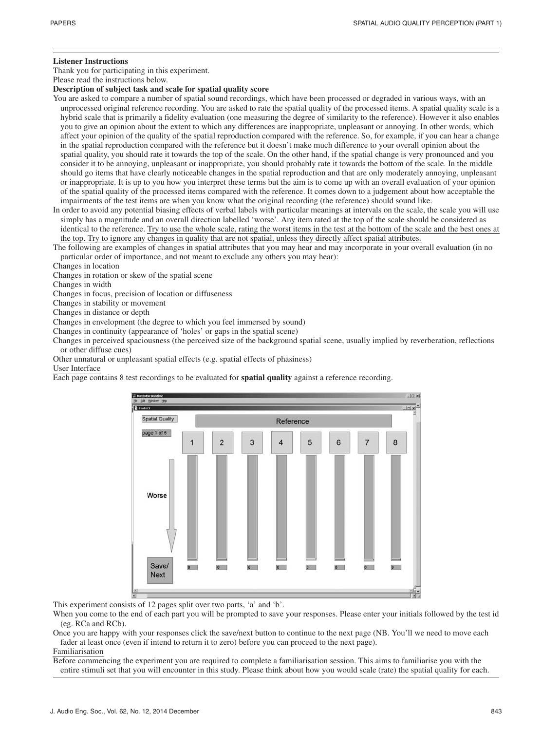**Listener Instructions**

Thank you for participating in this experiment.

Please read the instructions below.

**Description of subject task and scale for spatial quality score**

You are asked to compare a number of spatial sound recordings, which have been processed or degraded in various ways, with an unprocessed original reference recording. You are asked to rate the spatial quality of the processed items. A spatial quality scale is a hybrid scale that is primarily a fidelity evaluation (one measuring the degree of similarity to the reference). However it also enables you to give an opinion about the extent to which any differences are inappropriate, unpleasant or annoying. In other words, which affect your opinion of the quality of the spatial reproduction compared with the reference. So, for example, if you can hear a change in the spatial reproduction compared with the reference but it doesn't make much difference to your overall opinion about the spatial quality, you should rate it towards the top of the scale. On the other hand, if the spatial change is very pronounced and you consider it to be annoying, unpleasant or inappropriate, you should probably rate it towards the bottom of the scale. In the middle should go items that have clearly noticeable changes in the spatial reproduction and that are only moderately annoying, unpleasant or inappropriate. It is up to you how you interpret these terms but the aim is to come up with an overall evaluation of your opinion of the spatial quality of the processed items compared with the reference. It comes down to a judgement about how acceptable the impairments of the test items are when you know what the original recording (the reference) should sound like.

In order to avoid any potential biasing effects of verbal labels with particular meanings at intervals on the scale, the scale you will use simply has a magnitude and an overall direction labelled 'worse'. Any item rated at the top of the scale should be considered as identical to the reference. <u>Try to use the whole scale, rating the worst items in the test at the bottom of the scale and the best ones at the top. Try to ignore any changes in quality that are not spatial, unless they directly affect spatial attributes.</u>

The following are examples of changes in spatial attributes that you may hear and may incorporate in your overall evaluation (in no particular order of importance, and not meant to exclude any others you may hear):

Changes in location

Changes in rotation or skew of the spatial scene

Changes in width

Changes in focus, precision of location or diffuseness

Changes in stability or movement

Changes in distance or depth

Changes in envelopment (the degree to which you feel immersed by sound)

Changes in continuity (appearance of 'holes' or gaps in the spatial scene)

Changes in perceived spaciousness (the perceived size of the background spatial scene, usually implied by reverberation, reflections or other diffuse cues)

Other unnatural or unpleasant spatial effects (e.g. spatial effects of phasiness)

<u>User Interface</u>

Each page contains 8 test recordings to be evaluated for **spatial quality** against a reference recording.

Spatial Quality

page 1 of 6

Reference

1 2 3 4 5 6 7 8

Worse

Save/ Next

This experiment consists of 12 pages split over two parts, 'a' and 'b'.

When you come to the end of each part you will be prompted to save your responses. Please enter your initials followed by the test id (eg. RCa and RCb).

Once you are happy with your responses click the save/next button to continue to the next page (NB. You'll we need to move each fader at least once (even if intend to return it to zero) before you can proceed to the next page).

<u>Familiarisation</u>

Before commencing the experiment you are required to complete a familiarisation session. This aims to familiarise you with the entire stimuli set that you will encounter in this study. Please think about how you would scale (rate) the spatial quality for each.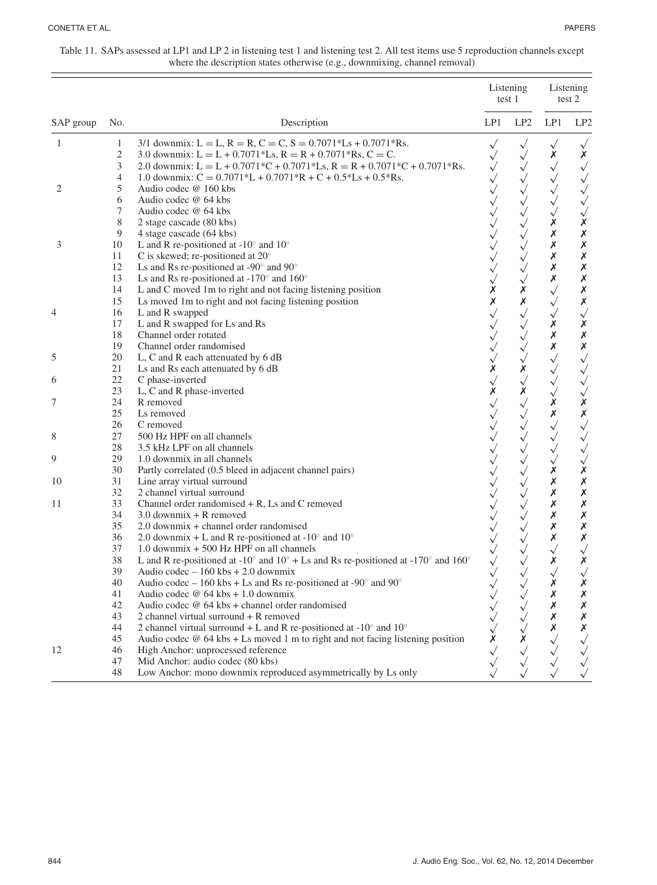Table 11. SAPs assessed at LP1 and LP 2 in listening test 1 and listening test 2. All test items use 5 reproduction channels except where the description states otherwise (e.g., downmixing, channel removal)

| SAP group | No. | Description | Listening test 1 | | Listening test 2 | |
|---|---|---|---|---|---|---|
| | | | LP1 | LP2 | LP1 | LP2 |
| 1 | 1 | 3/1 downmix: L = L, R = R, C = C, S = 0.7071*Ls + 0.7071*Rs. | √ | √ | √ | √ |
| | 2 | 3.0 downmix: L = L + 0.7071*Ls, R = R + 0.7071*Rs, C = C. | √ | √ | ✗ | ✗ |
| | 3 | 2.0 downmix: L = L + 0.7071*C + 0.7071*Ls, R = R + 0.7071*C + 0.7071*Rs. | √ | √ | √ | √ |
| | 4 | 1.0 downmix: C = 0.7071*L + 0.7071*R + C + 0.5*Ls + 0.5*Rs. | √ | √ | √ | √ |
| 2 | 5 | Audio codec @ 160 kbs | √ | √ | √ | √ |
| | 6 | Audio codec @ 64 kbs | √ | √ | √ | √ |
| | 7 | Audio codec @ 64 kbs | √ | √ | √ | √ |
| | 8 | 2 stage cascade (80 kbs) | √ | √ | ✗ | ✗ |
| | 9 | 4 stage cascade (64 kbs) | √ | √ | ✗ | ✗ |
| 3 | 10 | L and R re-positioned at -10° and 10° | √ | √ | ✗ | ✗ |
| | 11 | C is skewed; re-positioned at 20° | √ | √ | ✗ | ✗ |
| | 12 | Ls and Rs re-positioned at -90° and 90° | √ | √ | ✗ | ✗ |
| | 13 | Ls and Rs re-positioned at -170° and 160° | √ | √ | ✗ | ✗ |
| | 14 | L and C moved 1m to right and not facing listening position | ✗ | ✗ | √ | ✗ |
| | 15 | Ls moved 1m to right and not facing listening position | ✗ | ✗ | √ | ✗ |
| 4 | 16 | L and R swapped | √ | √ | √ | √ |
| | 17 | L and R swapped for Ls and Rs | √ | √ | ✗ | ✗ |
| | 18 | Channel order rotated | √ | √ | ✗ | ✗ |
| | 19 | Channel order randomised | √ | √ | ✗ | ✗ |
| 5 | 20 | L, C and R each attenuated by 6 dB | √ | √ | √ | √ |
| | 21 | Ls and Rs each attenuated by 6 dB | ✗ | ✗ | √ | √ |
| 6 | 22 | C phase-inverted | √ | √ | √ | √ |
| | 23 | L, C and R phase-inverted | ✗ | ✗ | √ | √ |
| 7 | 24 | R removed | √ | √ | ✗ | ✗ |
| | 25 | Ls removed | √ | √ | ✗ | ✗ |
| | 26 | C removed | √ | √ | √ | √ |
| 8 | 27 | 500 Hz HPF on all channels | √ | √ | √ | √ |
| | 28 | 3.5 kHz LPF on all channels | √ | √ | √ | √ |
| 9 | 29 | 1.0 downmix in all channels | √ | √ | √ | √ |
| | 30 | Partly correlated (0.5 bleed in adjacent channel pairs) | √ | √ | ✗ | ✗ |
| 10 | 31 | Line array virtual surround | √ | √ | ✗ | ✗ |
| | 32 | 2 channel virtual surround | √ | √ | ✗ | ✗ |
| 11 | 33 | Channel order randomised + R, Ls and C removed | √ | √ | ✗ | ✗ |
| | 34 | 3.0 downmix + R removed | √ | √ | ✗ | ✗ |
| | 35 | 2.0 downmix + channel order randomised | √ | √ | ✗ | ✗ |
| | 36 | 2.0 downmix + L and R re-positioned at -10° and 10° | √ | √ | ✗ | ✗ |
| | 37 | 1.0 downmix + 500 Hz HPF on all channels | √ | √ | √ | √ |
| | 38 | L and R re-positioned at -10° and 10° + Ls and Rs re-positioned at -170° and 160° | √ | √ | ✗ | ✗ |
| | 39 | Audio codec – 160 kbs + 2.0 downmix | √ | √ | √ | √ |
| | 40 | Audio codec – 160 kbs + Ls and Rs re-positioned at -90° and 90° | √ | √ | ✗ | ✗ |
| | 41 | Audio codec @ 64 kbs + 1.0 downmix | √ | √ | ✗ | ✗ |
| | 42 | Audio codec @ 64 kbs + channel order randomised | √ | √ | ✗ | ✗ |
| | 43 | 2 channel virtual surround + R removed | √ | √ | ✗ | ✗ |
| | 44 | 2 channel virtual surround + L and R re-positioned at -10° and 10° | √ | √ | ✗ | ✗ |
| | 45 | Audio codec @ 64 kbs + Ls moved 1 m to right and not facing listening position | ✗ | ✗ | √ | √ |
| 12 | 46 | High Anchor: unprocessed reference | √ | √ | √ | √ |
| | 47 | Mid Anchor: audio codec (80 kbs) | √ | √ | √ | √ |
| | 48 | Low Anchor: mono downmix reproduced asymmetrically by Ls only | √ | √ | √ | √ |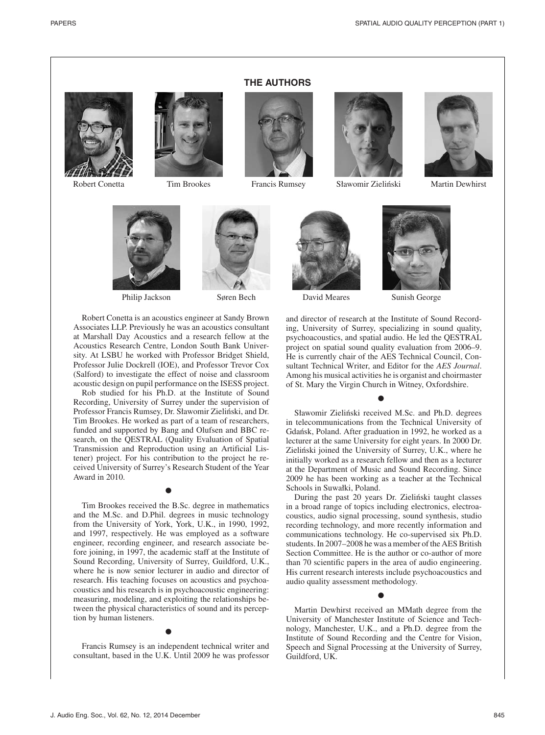## THE AUTHORS

Robert Conetta

Tim Brookes

Francis Rumsey

Sławomir Zieliński

Martin Dewhirst

Philip Jackson

Søren Bech

David Meares

Sunish George

Robert Conetta is an acoustics engineer at Sandy Brown Associates LLP. Previously he was an acoustics consultant at Marshall Day Acoustics and a research fellow at the Acoustics Research Centre, London South Bank University. At LSBU he worked with Professor Bridget Shield, Professor Julie Dockrell (IOE), and Professor Trevor Cox (Salford) to investigate the effect of noise and classroom acoustic design on pupil performance on the ISESS project.

Rob studied for his Ph.D. at the Institute of Sound Recording, University of Surrey under the supervision of Professor Francis Rumsey, Dr. Sławomir Zieliński, and Dr. Tim Brookes. He worked as part of a team of researchers, funded and supported by Bang and Olufsen and BBC research, on the QESTRAL (Quality Evaluation of Spatial Transmission and Reproduction using an Artificial Listener) project. For his contribution to the project he received University of Surrey's Research Student of the Year Award in 2010.

•

Tim Brookes received the B.Sc. degree in mathematics and the M.Sc. and D.Phil. degrees in music technology from the University of York, York, U.K., in 1990, 1992, and 1997, respectively. He was employed as a software engineer, recording engineer, and research associate before joining, in 1997, the academic staff at the Institute of Sound Recording, University of Surrey, Guildford, U.K., where he is now senior lecturer in audio and director of research. His teaching focuses on acoustics and psychoacoustics and his research is in psychoacoustic engineering: measuring, modeling, and exploiting the relationships between the physical characteristics of sound and its perception by human listeners.

•

Francis Rumsey is an independent technical writer and consultant, based in the U.K. Until 2009 he was professor and director of research at the Institute of Sound Recording, University of Surrey, specializing in sound quality, psychoacoustics, and spatial audio. He led the QESTRAL project on spatial sound quality evaluation from 2006–9. He is currently chair of the AES Technical Council, Consultant Technical Writer, and Editor for the *AES Journal*. Among his musical activities he is organist and choirmaster of St. Mary the Virgin Church in Witney, Oxfordshire.

•

Sławomir Zieliński received M.Sc. and Ph.D. degrees in telecommunications from the Technical University of Gdańsk, Poland. After graduation in 1992, he worked as a lecturer at the same University for eight years. In 2000 Dr. Zieliński joined the University of Surrey, U.K., where he initially worked as a research fellow and then as a lecturer at the Department of Music and Sound Recording. Since 2009 he has been working as a teacher at the Technical Schools in Suwałki, Poland.

During the past 20 years Dr. Zieliński taught classes in a broad range of topics including electronics, electroacoustics, audio signal processing, sound synthesis, studio recording technology, and more recently information and communications technology. He co-supervised six Ph.D. students. In 2007–2008 he was a member of the AES British Section Committee. He is the author or co-author of more than 70 scientific papers in the area of audio engineering. His current research interests include psychoacoustics and audio quality assessment methodology.

•

Martin Dewhirst received an MMath degree from the University of Manchester Institute of Science and Technology, Manchester, U.K., and a Ph.D. degree from the Institute of Sound Recording and the Centre for Vision, Speech and Signal Processing at the University of Surrey, Guildford, UK.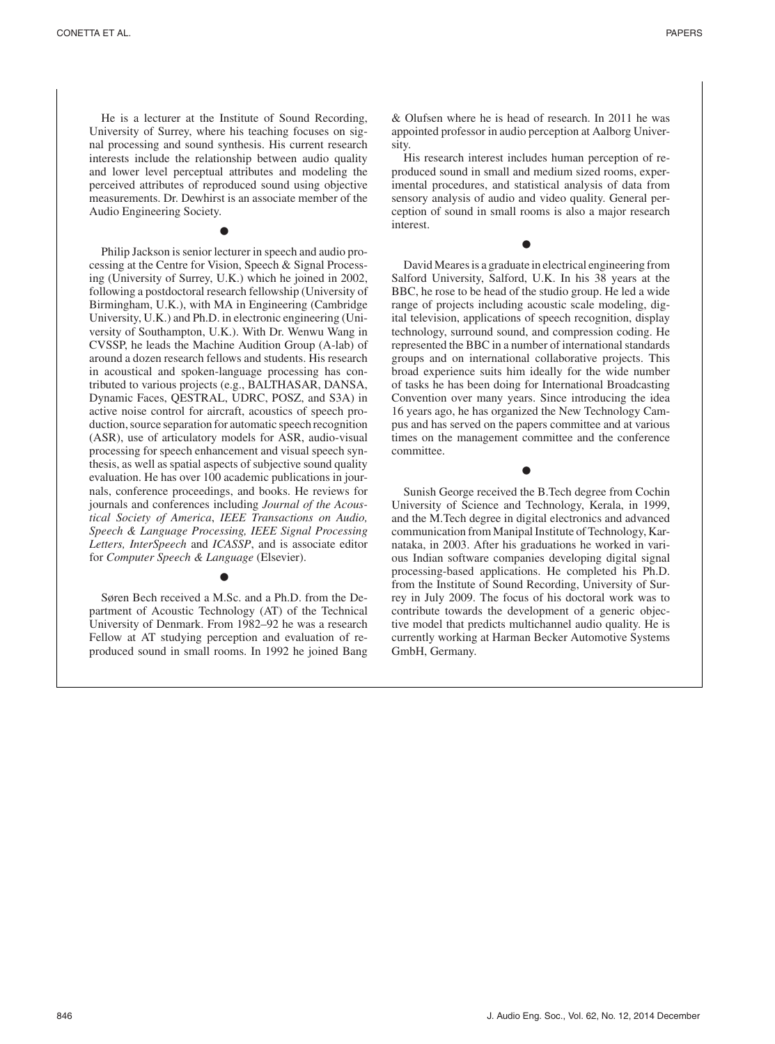He is a lecturer at the Institute of Sound Recording, University of Surrey, where his teaching focuses on signal processing and sound synthesis. His current research interests include the relationship between audio quality and lower level perceptual attributes and modeling the perceived attributes of reproduced sound using objective measurements. Dr. Dewhirst is an associate member of the Audio Engineering Society.

●

Philip Jackson is senior lecturer in speech and audio processing at the Centre for Vision, Speech & Signal Processing (University of Surrey, U.K.) which he joined in 2002, following a postdoctoral research fellowship (University of Birmingham, U.K.), with MA in Engineering (Cambridge University, U.K.) and Ph.D. in electronic engineering (University of Southampton, U.K.). With Dr. Wenwu Wang in CVSSP, he leads the Machine Audition Group (A-lab) of around a dozen research fellows and students. His research in acoustical and spoken-language processing has contributed to various projects (e.g., BALTHASAR, DANSA, Dynamic Faces, QESTRAL, UDRC, POSZ, and S3A) in active noise control for aircraft, acoustics of speech production, source separation for automatic speech recognition (ASR), use of articulatory models for ASR, audio-visual processing for speech enhancement and visual speech synthesis, as well as spatial aspects of subjective sound quality evaluation. He has over 100 academic publications in journals, conference proceedings, and books. He reviews for journals and conferences including *Journal of the Acoustical Society of America*, *IEEE Transactions on Audio, Speech & Language Processing, IEEE Signal Processing Letters, InterSpeech* and *ICASSP*, and is associate editor for *Computer Speech & Language* (Elsevier).

●

Søren Bech received a M.Sc. and a Ph.D. from the Department of Acoustic Technology (AT) of the Technical University of Denmark. From 1982–92 he was a research Fellow at AT studying perception and evaluation of reproduced sound in small rooms. In 1992 he joined Bang & Olufsen where he is head of research. In 2011 he was appointed professor in audio perception at Aalborg University.

His research interest includes human perception of reproduced sound in small and medium sized rooms, experimental procedures, and statistical analysis of data from sensory analysis of audio and video quality. General perception of sound in small rooms is also a major research interest.

●

David Meares is a graduate in electrical engineering from Salford University, Salford, U.K. In his 38 years at the BBC, he rose to be head of the studio group. He led a wide range of projects including acoustic scale modeling, digital television, applications of speech recognition, display technology, surround sound, and compression coding. He represented the BBC in a number of international standards groups and on international collaborative projects. This broad experience suits him ideally for the wide number of tasks he has been doing for International Broadcasting Convention over many years. Since introducing the idea 16 years ago, he has organized the New Technology Campus and has served on the papers committee and at various times on the management committee and the conference committee.

●

Sunish George received the B.Tech degree from Cochin University of Science and Technology, Kerala, in 1999, and the M.Tech degree in digital electronics and advanced communication from Manipal Institute of Technology, Karnataka, in 2003. After his graduations he worked in various Indian software companies developing digital signal processing-based applications. He completed his Ph.D. from the Institute of Sound Recording, University of Surrey in July 2009. The focus of his doctoral work was to contribute towards the development of a generic objective model that predicts multichannel audio quality. He is currently working at Harman Becker Automotive Systems GmbH, Germany.